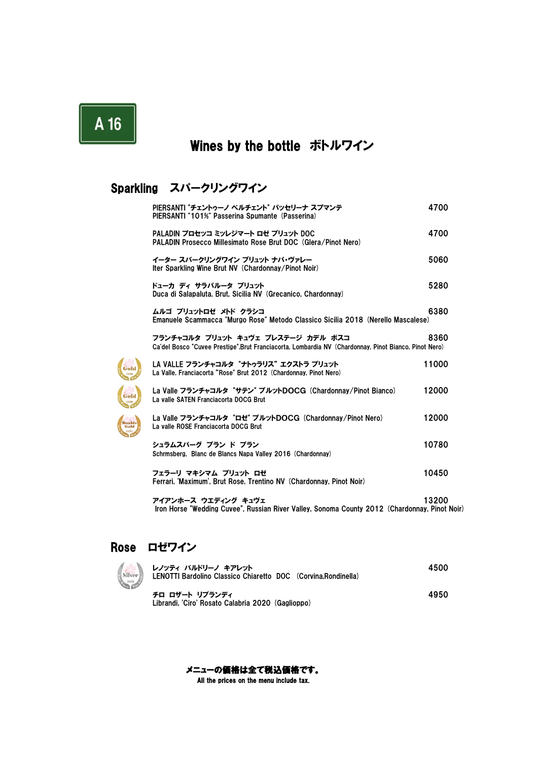A 16

# Wines by the bottle　ボトルワイン

## Sparkling　スパークリングワイン

| | |
|---|---|
| PIERSANTI "チェントゥーノ ペルチェント" パッセリーナ スプマンテ<br>PIERSANTI "101%" Passerina Spumante (Passerina) | 4700 |
| PALADIN プロセッコ ミッレジマート ロゼ ブリュット DOC<br>PALADIN Prosecco Millesimato Rose Brut DOC (Glera/Pinot Nero) | 4700 |
| イーター スパークリングワイン ブリュット ナパ・ヴァレー<br>Iter Sparkling Wine Brut NV (Chardonnay/Pinot Noir) | 5060 |
| ドゥーカ ディ サラパルータ ブリュット<br>Duca di Salapaluta, Brut, Sicilia NV (Grecanico, Chardonnay) | 5280 |
| ムルゴ ブリュットロゼ メトド クラシコ<br>Emanuele Scammacca "Murgo Rose" Metodo Classico Sicilia 2018 (Nerello Mascalese) | 6380 |
| フランチャコルタ ブリュット キュヴェ プレステージ カデル ボスコ<br>Ca'del Bosco "Cuvee Prestige",Brut Franciacorta, Lombardia NV (Chardonnay, Pinot Bianco, Pinot Nero) | 8360 |
| LA VALLE フランチャコルタ "ナトゥラリス" エクストラ ブリュット<br>La Valle, Franciacorta "Rose" Brut 2012 (Chardonnay, Pinot Nero) | 11000 |
| La Valle フランチャコルタ "サテン" ブルットDOCG (Chardonnay/Pinot Bianco)<br>La valle SATEN Franciacorta DOCG Brut | 12000 |
| La Valle フランチャコルタ "ロゼ" ブルットDOCG (Chardonnay/Pinot Nero)<br>La valle ROSE Franciacorta DOCG Brut | 12000 |
| シュラムスバーグ ブラン ド ブラン<br>Schrmsberg, Blanc de Blancs Napa Valley 2016 (Chardonnay) | 10780 |
| フェラーリ マキシマム ブリュット ロゼ<br>Ferrari, 'Maximum', Brut Rose, Trentino NV (Chardonnay, Pinot Noir) | 10450 |
| アイアンホース ウエディング キュヴェ<br>Iron Horse "Wedding Cuvee", Russian River Valley, Sonoma County 2012 (Chardonnay, Pinot Noir) | 13200 |

## Rose　ロゼワイン

| | |
|---|---|
| レノッティ バルドリーノ キアレット<br>LENOTTI Bardolino Classico Chiaretto DOC (Corvina,Rondinella) | 4500 |
| チロ ロザート リブランディ<br>Librandi, 'Ciro' Rosato Calabria 2020 (Gaglioppo) | 4950 |

**メニューの価格は全て税込価格です。**
**All the prices on the menu include tax.**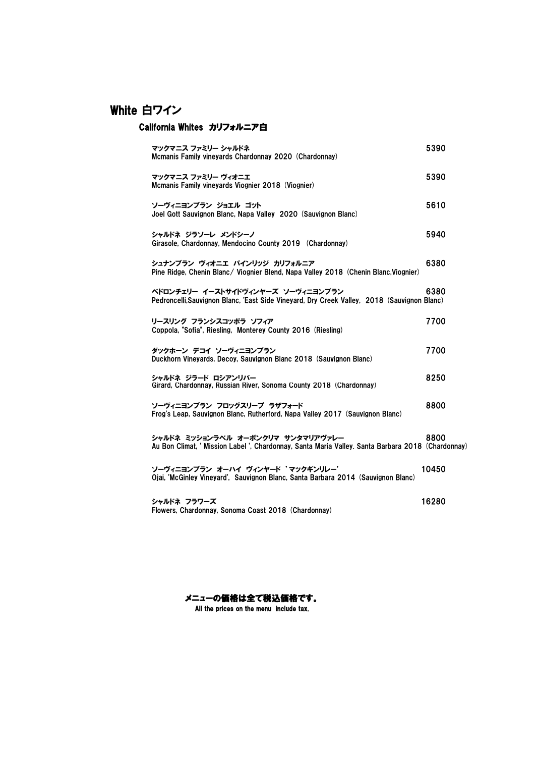# White 白ワイン

## California Whites　カリフォルニア白

| | |
|---|---|
| マックマニス ファミリー シャルドネ<br>Mcmanis Family vineyards Chardonnay 2020（Chardonnay） | 5390 |
| マックマニス ファミリー ヴィオニエ<br>Mcmanis Family vineyards Viognier 2018（Viognier） | 5390 |
| ソーヴィニヨンブラン　ジョエル　ゴット<br>Joel Gott Sauvignon Blanc, Napa Valley　2020（Sauvignon Blanc） | 5610 |
| シャルドネ　ジラソーレ　メンドシーノ<br>Girasole, Chardonnay, Mendocino County 2019　（Chardonnay） | 5940 |
| シュナンブラン　ヴィオニエ　パインリッジ　カリフォルニア<br>Pine Ridge, Chenin Blanc／ Viognier Blend, Napa Valley 2018（Chenin Blanc,Viognier） | 6380 |
| ペドロンチェリー　イーストサイドヴィンヤーズ　ソーヴィニヨンブラン<br>Pedroncelli,Sauvignon Blanc, 'East Side Vineyard, Dry Creek Valley,　2018（Sauvignon Blanc） | 6380 |
| リースリング　フランシスコッポラ　ソフィア<br>Coppola, "Sofia", Riesling,　Monterey County 2016（Riesling） | 7700 |
| ダックホーン　デコイ　ソーヴィニヨンブラン<br>Duckhorn Vineyards, Decoy, Sauvignon Blanc 2018（Sauvignon Blanc） | 7700 |
| シャルドネ　ジラード　ロシアンリバー<br>Girard, Chardonnay, Russian River, Sonoma County 2018（Chardonnay） | 8250 |
| ソーヴィニヨンブラン　フロッグスリープ　ラザフォード<br>Frog's Leap, Sauvignon Blanc, Rutherford, Napa Valley 2017（Sauvignon Blanc） | 8800 |
| シャルドネ　ミッションラベル　オーボンクリマ　サンタマリアヴァレー<br>Au Bon Climat, ' Mission Label ', Chardonnay, Santa Maria Valley, Santa Barbara 2018（Chardonnay） | 8800 |
| ソーヴィニヨンブラン　オーハイ　ヴィンヤード　'マックギンリレー'<br>Ojai, 'McGinley Vineyard',　Sauvignon Blanc, Santa Barbara 2014（Sauvignon Blanc） | 10450 |
| シャルドネ　フラワーズ<br>Flowers, Chardonnay, Sonoma Coast 2018（Chardonnay） | 16280 |

**メニューの価格は全て税込価格です。**
**All the prices on the menu include tax.**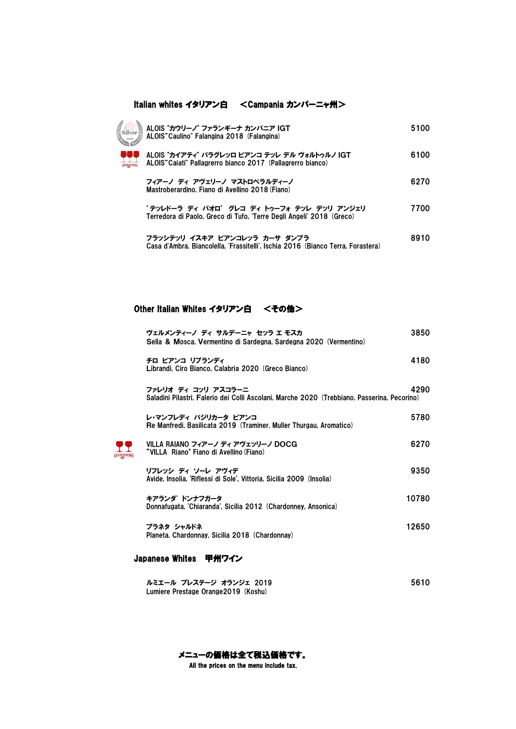## Italian whites イタリアン白　＜Campania カンパーニャ州＞

| | |
|---|---|
| ALOIS "カウリーノ" ファランギーナ カンパニア IGT<br>ALOIS"Caulino" Falangina 2018（Falangina） | 5100 |
| ALOIS "カイアティ" パラグレッロ ビアンコ テッレ デル ヴォルトゥルノ IGT<br>ALOIS"Caiati" Pallagrerro bianco 2017（Pallagrerro bianco） | 6100 |
| フィアーノ ディ アヴェリーノ マストロベラルディーノ<br>Mastroberardino, Fiano di Avellino 2018 (Fiano) | 6270 |
| 'テッレドーラ ディ パオロ' グレコ ディ トゥーフォ テッレ デッリ アンジェリ<br>Terredora di Paolo, Greco di Tufo, 'Terre Degli Angeli' 2018（Greco） | 7700 |
| フラッシテッリ イスキア ビアンコレッラ カーサ ダンブラ<br>Casa d'Ambra, Biancolella, 'Frassitelli', Ischia 2016（Bianco Terra, Forastera） | 8910 |

## Other Italian Whites イタリアン白　＜その他＞

| | |
|---|---|
| ヴェルメンティーノ ディ サルデーニャ セッラ エ モスカ<br>Sella & Mosca, Vermentino di Sardegna, Sardegna 2020（Vermentino） | 3850 |
| チロ ビアンコ リブランディ<br>Librandi, Ciro Bianco, Calabria 2020（Greco Bianco） | 4180 |
| ファレリオ ディ コッリ アスコラーニ<br>Saladini Pilastri, Falerio dei Colli Ascolani, Marche 2020（Trebbiano, Passerina, Pecorino） | 4290 |
| レ・マンフレディ バジリカータ ビアンコ<br>Re Manfredi, Basilicata 2019（Traminer, Muller Thurgau, Aromatico） | 5780 |
| VILLA RAIANO フィアーノ ディ アヴェッリーノ DOCG<br>"VILLA Riano" Fiano di Avellino (Fiano) | 6270 |
| リフレッシ ディ ソーレ アヴィデ<br>Avide, Insolia, 'Riflessi di Sole', Vittoria, Sicilia 2009（Insolia） | 9350 |
| キアランダ' ドンナフガータ<br>Donnafugata, 'Chiaranda', Sicilia 2012（Chardonney, Ansonica） | 10780 |
| プラネタ シャルドネ<br>Planeta, Chardonnay, Sicilia 2018（Chardonnay） | 12650 |

## Japanese Whites　甲州ワイン

| | |
|---|---|
| ルミエール プレステージ オランジェ 2019<br>Lumiere Prestage Orange2019（Koshu） | 5610 |

**メニューの価格は全て税込価格です。**
**All the prices on the menu include tax.**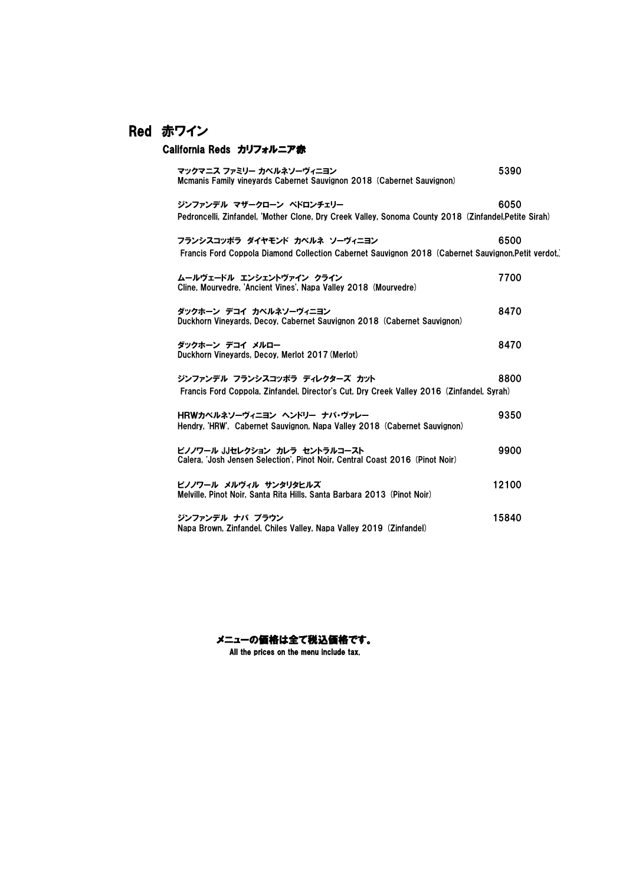# Red 赤ワイン

## California Reds カリフォルニア赤

| | |
|---|---|
| マックマニス ファミリー カベルネソーヴィニヨン<br>Mcmanis Family vineyards Cabernet Sauvignon 2018（Cabernet Sauvignon） | 5390 |
| ジンファンデル マザークローン ペドロンチェリー<br>Pedroncelli, Zinfandel, 'Mother Clone, Dry Creek Valley, Sonoma County 2018（Zinfandel,Petite Sirah） | 6050 |
| フランシスコッポラ ダイヤモンド カベルネ ソーヴィニヨン<br>Francis Ford Coppola Diamond Collection Cabernet Sauvignon 2018（Cabernet Sauvignon,Petit verdot,） | 6500 |
| ムールヴェードル エンシェントヴァイン クライン<br>Cline, Mourvedre, 'Ancient Vines', Napa Valley 2018（Mourvedre） | 7700 |
| ダックホーン デコイ カベルネソーヴィニヨン<br>Duckhorn Vineyards, Decoy, Cabernet Sauvignon 2018（Cabernet Sauvignon） | 8470 |
| ダックホーン デコイ メルロー<br>Duckhorn Vineyards, Decoy, Merlot 2017（Merlot） | 8470 |
| ジンファンデル フランシスコッポラ ディレクターズ カット<br>Francis Ford Coppola, Zinfandel, Director's Cut, Dry Creek Valley 2016（Zinfandel, Syrah） | 8800 |
| HRWカベルネソーヴィニヨン ヘンドリー ナパ・ヴァレー<br>Hendry, 'HRW', Cabernet Sauvignon, Napa Valley 2018（Cabernet Sauvignon） | 9350 |
| ピノノワール JJセレクション カレラ セントラルコースト<br>Calera, 'Josh Jensen Selection', Pinot Noir, Central Coast 2016（Pinot Noir） | 9900 |
| ピノノワール メルヴィル サンタリタヒルズ<br>Melville, Pinot Noir, Santa Rita Hills, Santa Barbara 2013（Pinot Noir） | 12100 |
| ジンファンデル ナパ ブラウン<br>Napa Brown, Zinfandel, Chiles Valley, Napa Valley 2019（Zinfandel） | 15840 |

**メニューの価格は全て税込価格です。**
**All the prices on the menu include tax.**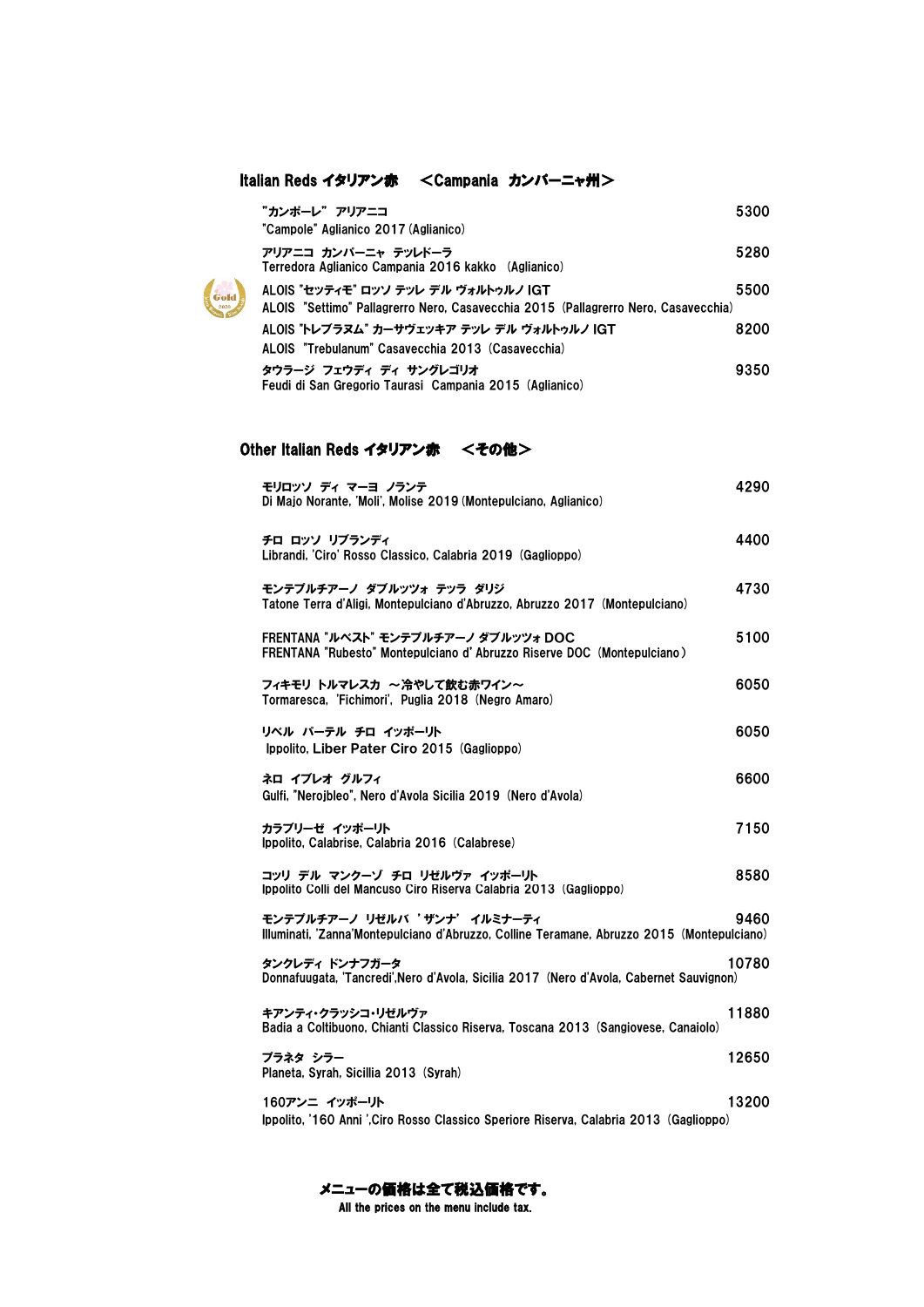## Italian Reds イタリアン赤　＜Campania カンパーニャ州＞

| Wine | Price |
|---|---|
| "カンポーレ" アリアニコ<br>"Campole" Aglianico 2017 (Aglianico) | 5300 |
| アリアニコ カンパーニャ テッレドーラ<br>Terredora Aglianico Campania 2016 kakko (Aglianico) | 5280 |
| ALOIS "セッティモ" ロッソ テッレ デル ヴォルトゥルノ IGT<br>ALOIS "Settimo" Pallagrerro Nero, Casavecchia 2015 (Pallagrerro Nero, Casavecchia) | 5500 |
| ALOIS "トレブラヌム" カーサヴェッキア テッレ デル ヴォルトゥルノ IGT<br>ALOIS "Trebulanum" Casavecchia 2013 (Casavecchia) | 8200 |
| タウラージ フェウディ ディ サングレゴリオ<br>Feudi di San Gregorio Taurasi Campania 2015 (Aglianico) | 9350 |

## Other Italian Reds イタリアン赤　＜その他＞

| Wine | Price |
|---|---|
| モリロッソ ディ マーヨ ノランテ<br>Di Majo Norante, 'Moli', Molise 2019 (Montepulciano, Aglianico) | 4290 |
| チロ ロッソ リブランディ<br>Librandi, 'Ciro' Rosso Classico, Calabria 2019 (Gaglioppo) | 4400 |
| モンテプルチアーノ ダブルッツォ テッラ ダリジ<br>Tatone Terra d'Aligi, Montepulciano d'Abruzzo, Abruzzo 2017 (Montepulciano) | 4730 |
| FRENTANA "ルベスト" モンテプルチアーノ ダブルッツォ DOC<br>FRENTANA "Rubesto" Montepulciano d' Abruzzo Riserve DOC (Montepulciano) | 5100 |
| フィキモリ トルマレスカ ～冷やして飲む赤ワイン～<br>Tormaresca, 'Fichimori', Puglia 2018 (Negro Amaro) | 6050 |
| リベル パーテル チロ イッポーリト<br>Ippolito, Liber Pater Ciro 2015 (Gaglioppo) | 6050 |
| ネロ イブレオ グルフィ<br>Gulfi, "Nerojbleo", Nero d'Avola Sicilia 2019 (Nero d'Avola) | 6600 |
| カラブリーゼ イッポーリト<br>Ippolito, Calabrise, Calabria 2016 (Calabrese) | 7150 |
| コッリ デル マンクーゾ チロ リゼルヴァ イッポーリト<br>Ippolito Colli del Mancuso Ciro Riserva Calabria 2013 (Gaglioppo) | 8580 |
| モンテプルチアーノ リゼルバ 'ザンナ' イルミナーティ<br>Illuminati, 'Zanna'Montepulciano d'Abruzzo, Colline Teramane, Abruzzo 2015 (Montepulciano) | 9460 |
| タンクレディ ドンナフガータ<br>Donnafuugata, 'Tancredi',Nero d'Avola, Sicilia 2017 (Nero d'Avola, Cabernet Sauvignon) | 10780 |
| キアンティ・クラッシコ・リゼルヴァ<br>Badia a Coltibuono, Chianti Classico Riserva, Toscana 2013 (Sangiovese, Canaiolo) | 11880 |
| プラネタ シラー<br>Planeta, Syrah, Sicilia 2013 (Syrah) | 12650 |
| 160アンニ イッポーリト<br>Ippolito, '160 Anni ',Ciro Rosso Classico Speriore Riserva, Calabria 2013 (Gaglioppo) | 13200 |

**メニューの価格は全て税込価格です。**
**All the prices on the menu include tax.**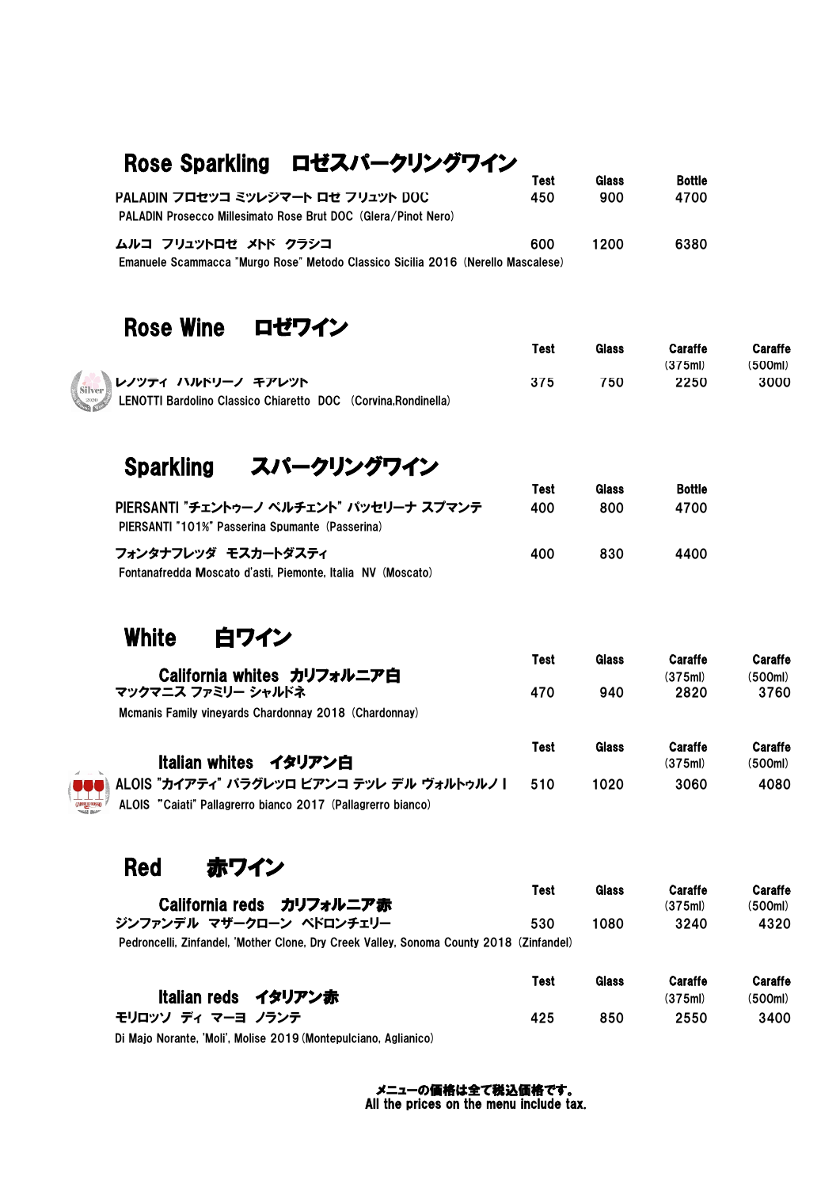## Rose Sparkling　ロゼスパークリングワイン

| | Test | Glass | Bottle |
|---|---|---|---|
| PALADIN プロセッコ ミッレジマート ロゼ ブリュット DOC<br>PALADIN Prosecco Millesimato Rose Brut DOC (Glera/Pinot Nero) | 450 | 900 | 4700 |
| ムルゴ ブリュットロゼ メトド クラシコ<br>Emanuele Scammacca "Murgo Rose" Metodo Classico Sicilia 2016 (Nerello Mascalese) | 600 | 1200 | 6380 |

## Rose Wine　ロゼワイン

| | Test | Glass | Caraffe (375ml) | Caraffe (500ml) |
|---|---|---|---|---|
| レノッティ バルドリーノ キアレット<br>LENOTTI Bardolino Classico Chiaretto DOC (Corvina,Rondinella) | 375 | 750 | 2250 | 3000 |

## Sparkling　スパークリングワイン

| | Test | Glass | Bottle |
|---|---|---|---|
| PIERSANTI "チェントゥーノ ペルチェント" パッセリーナ スプマンテ<br>PIERSANTI "101%" Passerina Spumante (Passerina) | 400 | 800 | 4700 |
| フォンタナフレッダ モスカートダスティ<br>Fontanafredda Moscato d'asti, Piemonte, Italia NV (Moscato) | 400 | 830 | 4400 |

## White　白ワイン

### California whites　カリフォルニア白

| | Test | Glass | Caraffe (375ml) | Caraffe (500ml) |
|---|---|---|---|---|
| マックマニス ファミリー シャルドネ<br>Mcmanis Family vineyards Chardonnay 2018 (Chardonnay) | 470 | 940 | 2820 | 3760 |

### Italian whites　イタリアン白

| | Test | Glass | Caraffe (375ml) | Caraffe (500ml) |
|---|---|---|---|---|
| ALOIS "カイアティ" パラグレッロ ビアンコ テッレ デル ヴォルトゥルノ I<br>ALOIS "Caiati" Pallagrerro bianco 2017 (Pallagrerro bianco) | 510 | 1020 | 3060 | 4080 |

## Red　赤ワイン

### California reds　カリフォルニア赤

| | Test | Glass | Caraffe (375ml) | Caraffe (500ml) |
|---|---|---|---|---|
| ジンファンデル マザークローン ペドロンチェリー<br>Pedroncelli, Zinfandel, 'Mother Clone, Dry Creek Valley, Sonoma County 2018 (Zinfandel) | 530 | 1080 | 3240 | 4320 |

### Italian reds　イタリアン赤

| | Test | Glass | Caraffe (375ml) | Caraffe (500ml) |
|---|---|---|---|---|
| モリロッソ ディ マーヨ ノランテ<br>Di Majo Norante, 'Moli', Molise 2019 (Montepulciano, Aglianico) | 425 | 850 | 2550 | 3400 |

メニューの価格は全て税込価格です。
All the prices on the menu include tax.